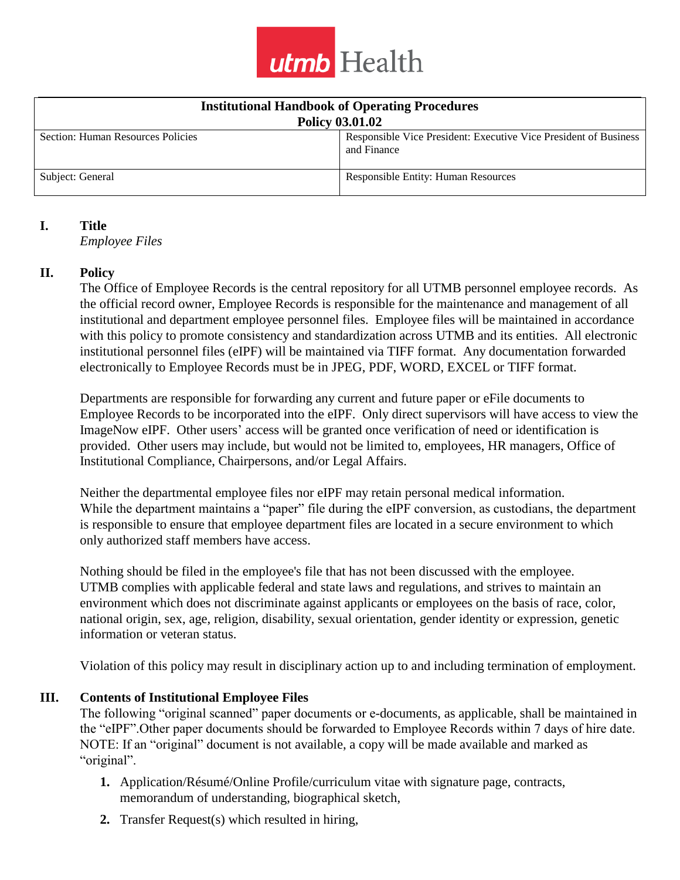utmb Health

| Institutional Handbook of Operating Procedures Policy 03.01.02 | |
|---|---|
| Section: Human Resources Policies | Responsible Vice President: Executive Vice President of Business and Finance |
| Subject: General | Responsible Entity: Human Resources |

## I. Title

*Employee Files*

## II. Policy

The Office of Employee Records is the central repository for all UTMB personnel employee records. As the official record owner, Employee Records is responsible for the maintenance and management of all institutional and department employee personnel files. Employee files will be maintained in accordance with this policy to promote consistency and standardization across UTMB and its entities. All electronic institutional personnel files (eIPF) will be maintained via TIFF format. Any documentation forwarded electronically to Employee Records must be in JPEG, PDF, WORD, EXCEL or TIFF format.

Departments are responsible for forwarding any current and future paper or eFile documents to Employee Records to be incorporated into the eIPF. Only direct supervisors will have access to view the ImageNow eIPF. Other users' access will be granted once verification of need or identification is provided. Other users may include, but would not be limited to, employees, HR managers, Office of Institutional Compliance, Chairpersons, and/or Legal Affairs.

Neither the departmental employee files nor eIPF may retain personal medical information. While the department maintains a "paper" file during the eIPF conversion, as custodians, the department is responsible to ensure that employee department files are located in a secure environment to which only authorized staff members have access.

Nothing should be filed in the employee's file that has not been discussed with the employee. UTMB complies with applicable federal and state laws and regulations, and strives to maintain an environment which does not discriminate against applicants or employees on the basis of race, color, national origin, sex, age, religion, disability, sexual orientation, gender identity or expression, genetic information or veteran status.

Violation of this policy may result in disciplinary action up to and including termination of employment.

## III. Contents of Institutional Employee Files

The following "original scanned" paper documents or e-documents, as applicable, shall be maintained in the "eIPF".Other paper documents should be forwarded to Employee Records within 7 days of hire date. NOTE: If an "original" document is not available, a copy will be made available and marked as "original".

1. Application/Résumé/Online Profile/curriculum vitae with signature page, contracts, memorandum of understanding, biographical sketch,
2. Transfer Request(s) which resulted in hiring,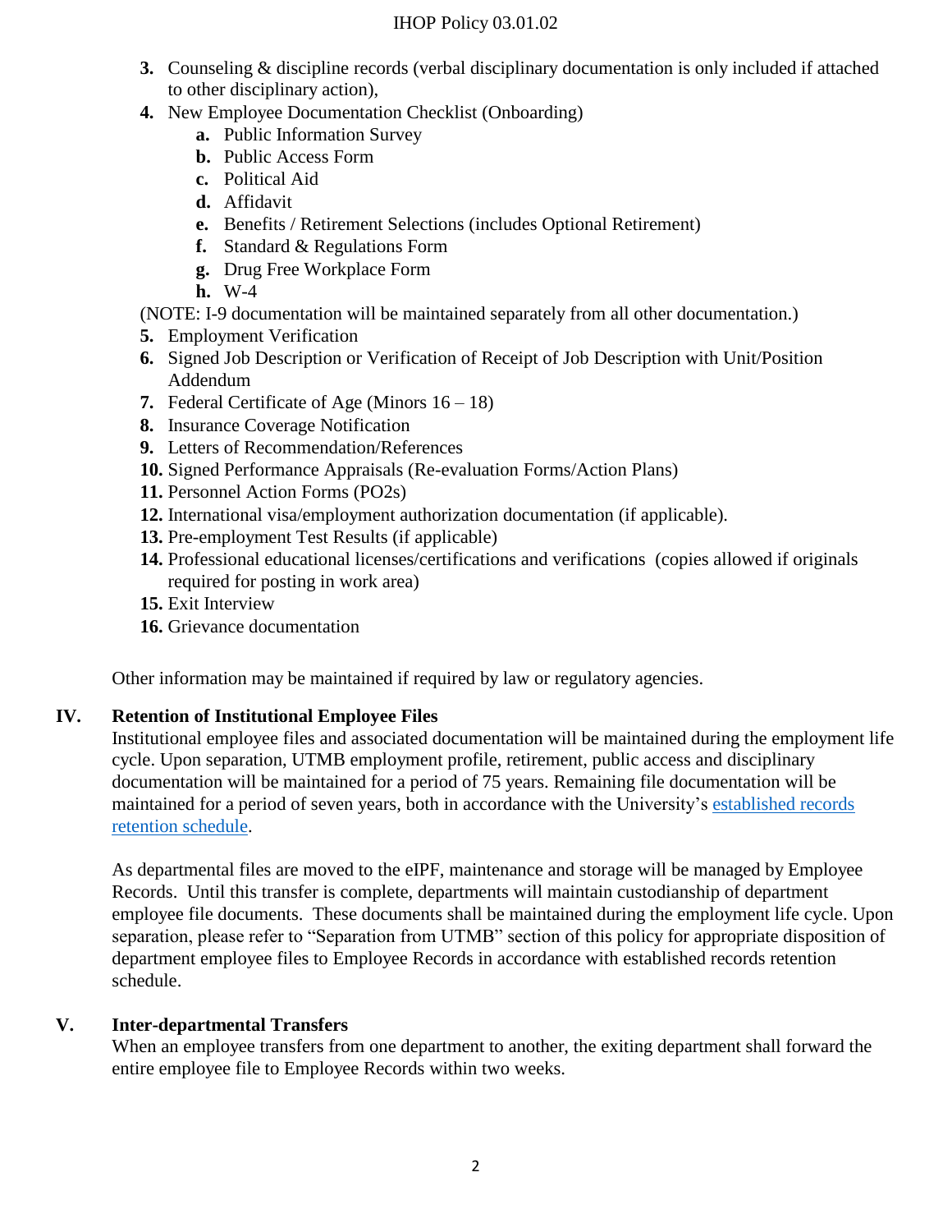3. Counseling & discipline records (verbal disciplinary documentation is only included if attached to other disciplinary action),
4. New Employee Documentation Checklist (Onboarding)
    a. Public Information Survey
    b. Public Access Form
    c. Political Aid
    d. Affidavit
    e. Benefits / Retirement Selections (includes Optional Retirement)
    f. Standard & Regulations Form
    g. Drug Free Workplace Form
    h. W-4

(NOTE: I-9 documentation will be maintained separately from all other documentation.)

5. Employment Verification
6. Signed Job Description or Verification of Receipt of Job Description with Unit/Position Addendum
7. Federal Certificate of Age (Minors 16 – 18)
8. Insurance Coverage Notification
9. Letters of Recommendation/References
10. Signed Performance Appraisals (Re-evaluation Forms/Action Plans)
11. Personnel Action Forms (PO2s)
12. International visa/employment authorization documentation (if applicable).
13. Pre-employment Test Results (if applicable)
14. Professional educational licenses/certifications and verifications (copies allowed if originals required for posting in work area)
15. Exit Interview
16. Grievance documentation

Other information may be maintained if required by law or regulatory agencies.

## IV. Retention of Institutional Employee Files

Institutional employee files and associated documentation will be maintained during the employment life cycle. Upon separation, UTMB employment profile, retirement, public access and disciplinary documentation will be maintained for a period of 75 years. Remaining file documentation will be maintained for a period of seven years, both in accordance with the University's established records retention schedule.

As departmental files are moved to the eIPF, maintenance and storage will be managed by Employee Records. Until this transfer is complete, departments will maintain custodianship of department employee file documents. These documents shall be maintained during the employment life cycle. Upon separation, please refer to "Separation from UTMB" section of this policy for appropriate disposition of department employee files to Employee Records in accordance with established records retention schedule.

## V. Inter-departmental Transfers

When an employee transfers from one department to another, the exiting department shall forward the entire employee file to Employee Records within two weeks.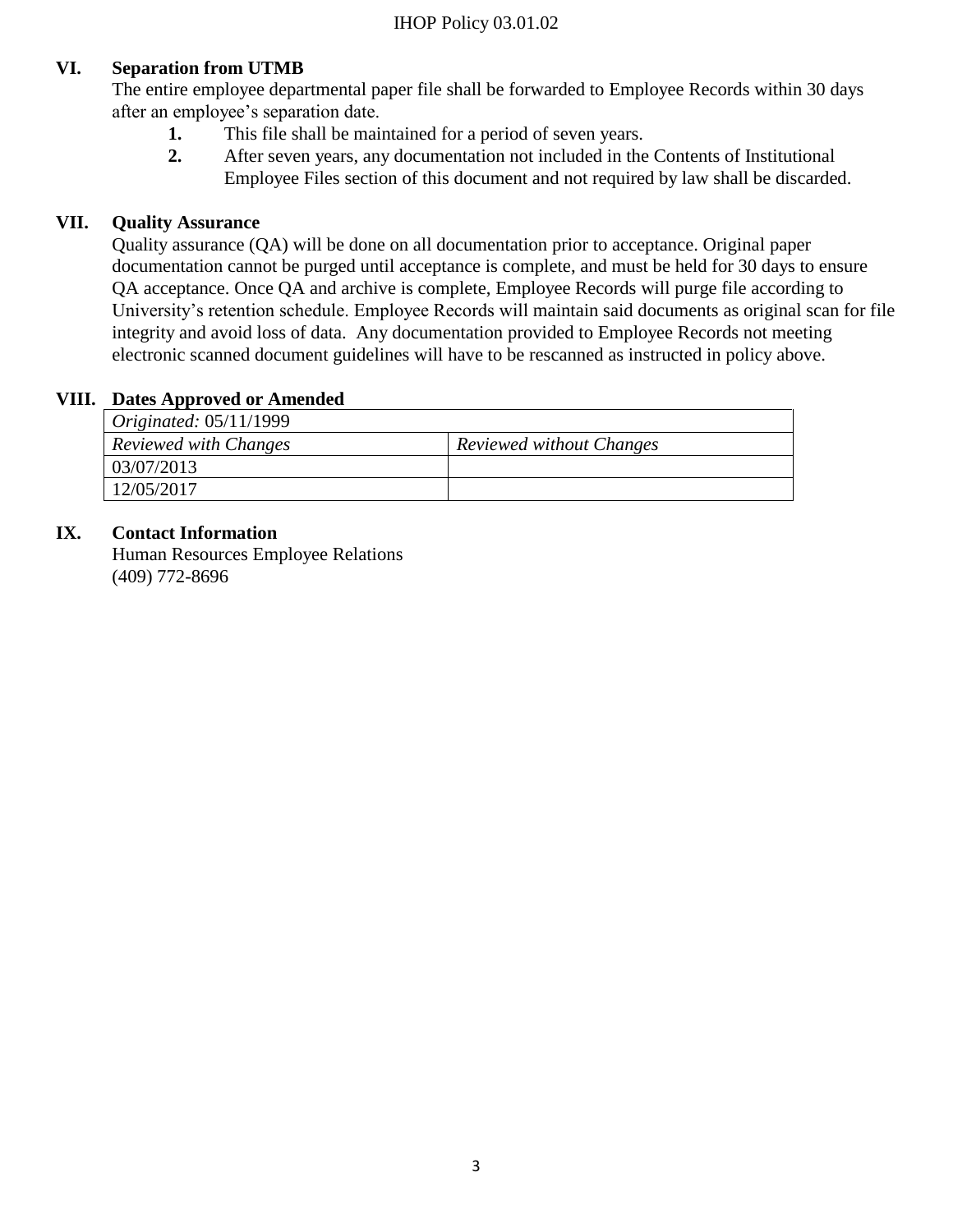## VI. Separation from UTMB

The entire employee departmental paper file shall be forwarded to Employee Records within 30 days after an employee's separation date.

1. This file shall be maintained for a period of seven years.
2. After seven years, any documentation not included in the Contents of Institutional Employee Files section of this document and not required by law shall be discarded.

## VII. Quality Assurance

Quality assurance (QA) will be done on all documentation prior to acceptance. Original paper documentation cannot be purged until acceptance is complete, and must be held for 30 days to ensure QA acceptance. Once QA and archive is complete, Employee Records will purge file according to University's retention schedule. Employee Records will maintain said documents as original scan for file integrity and avoid loss of data. Any documentation provided to Employee Records not meeting electronic scanned document guidelines will have to be rescanned as instructed in policy above.

## VIII. Dates Approved or Amended

| *Originated:* 05/11/1999 | |
|---|---|
| *Reviewed with Changes* | *Reviewed without Changes* |
| 03/07/2013 | |
| 12/05/2017 | |

## IX. Contact Information

Human Resources Employee Relations
(409) 772-8696